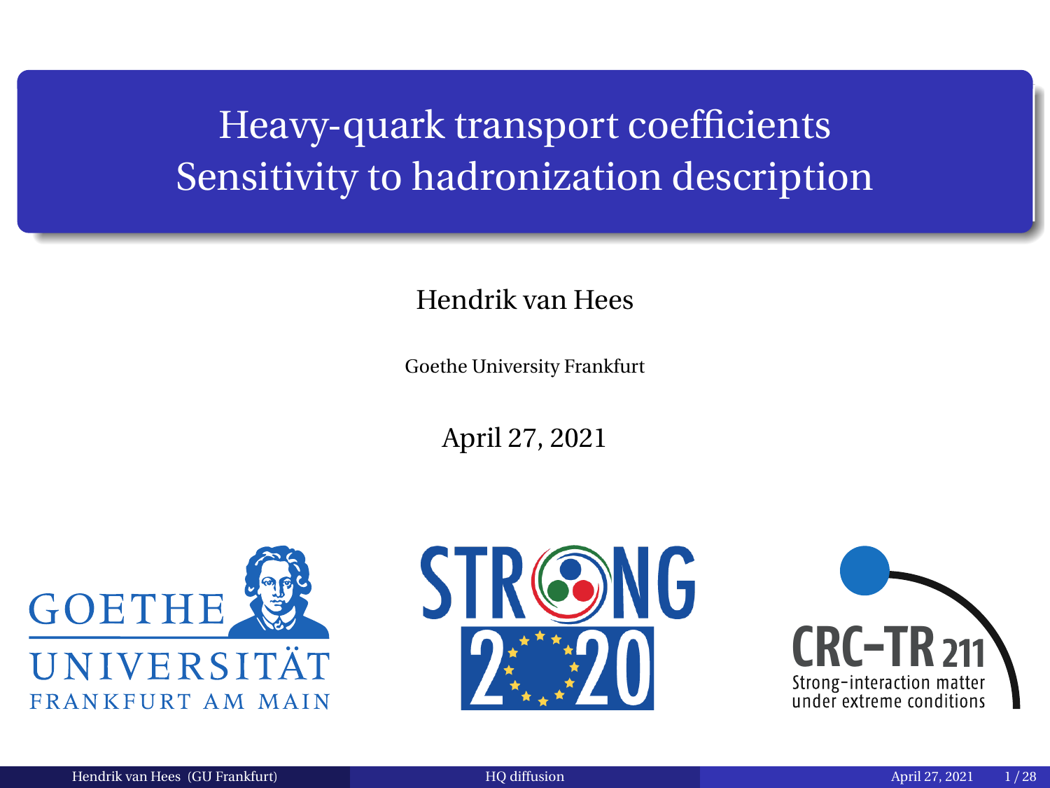# Heavy-quark transport coefficients
# Sensitivity to hadronization description

Hendrik van Hees

Goethe University Frankfurt

April 27, 2021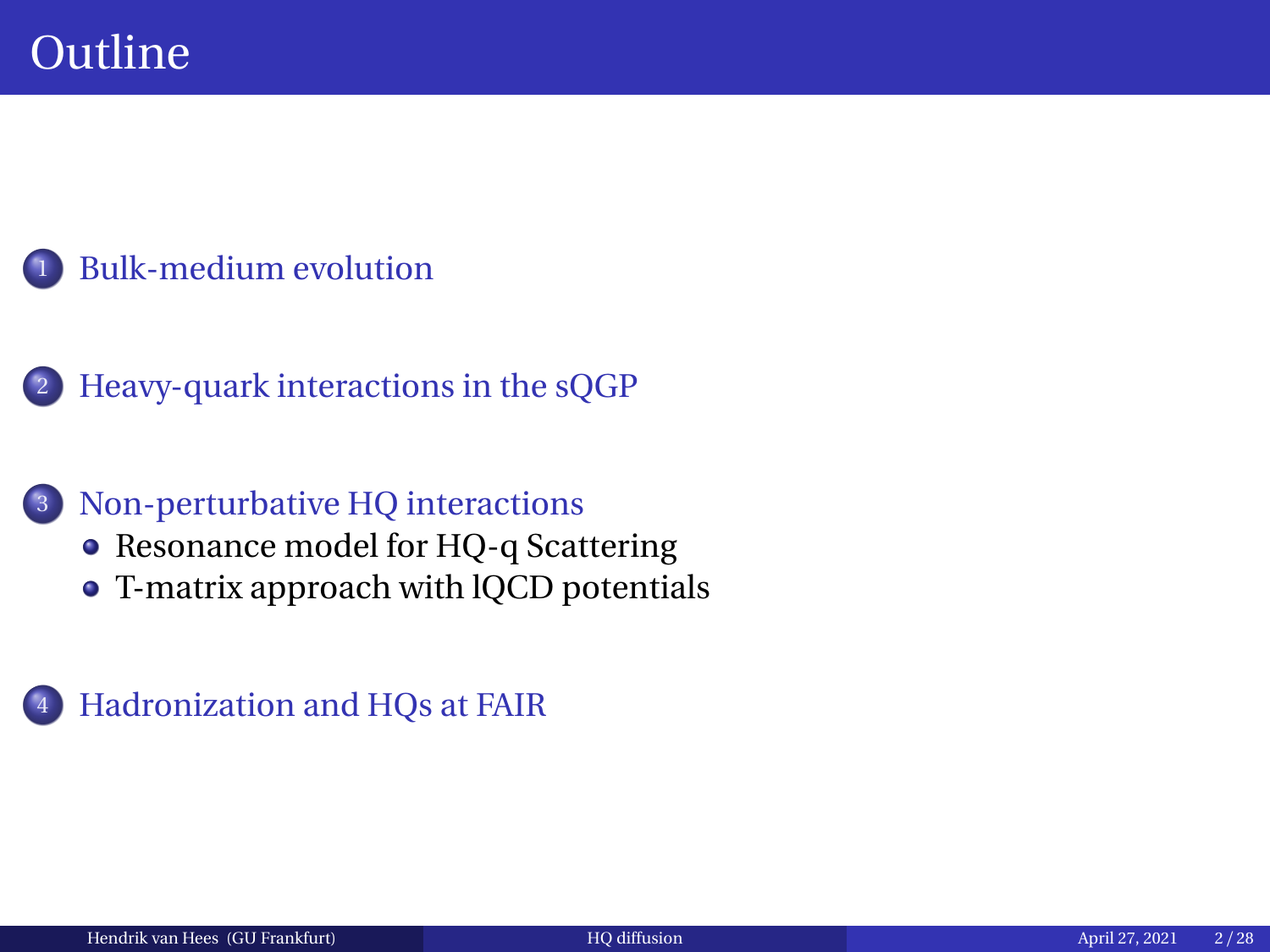# Outline

1. Bulk-medium evolution
2. Heavy-quark interactions in the sQGP
3. Non-perturbative HQ interactions
   - Resonance model for HQ-q Scattering
   - T-matrix approach with lQCD potentials
4. Hadronization and HQs at FAIR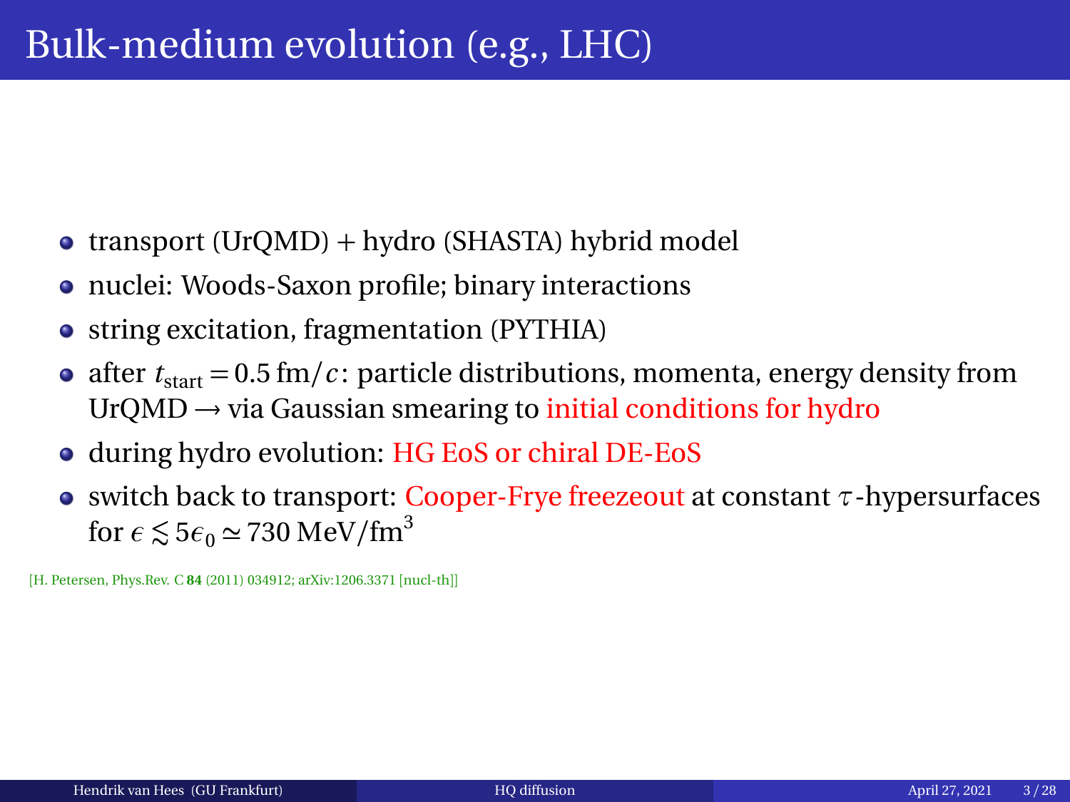# Bulk-medium evolution (e.g., LHC)

- transport (UrQMD) + hydro (SHASTA) hybrid model
- nuclei: Woods-Saxon profile; binary interactions
- string excitation, fragmentation (PYTHIA)
- after $t_{\text{start}} = 0.5\,\text{fm}/c$: particle distributions, momenta, energy density from UrQMD $\rightarrow$ via Gaussian smearing to initial conditions for hydro
- during hydro evolution: HG EoS or chiral DE-EoS
- switch back to transport: Cooper-Frye freezeout at constant $\tau$-hypersurfaces for $\epsilon \lesssim 5\epsilon_0 \simeq 730\,\text{MeV/fm}^3$

[H. Petersen, Phys.Rev. C **84** (2011) 034912; arXiv:1206.3371 [nucl-th]]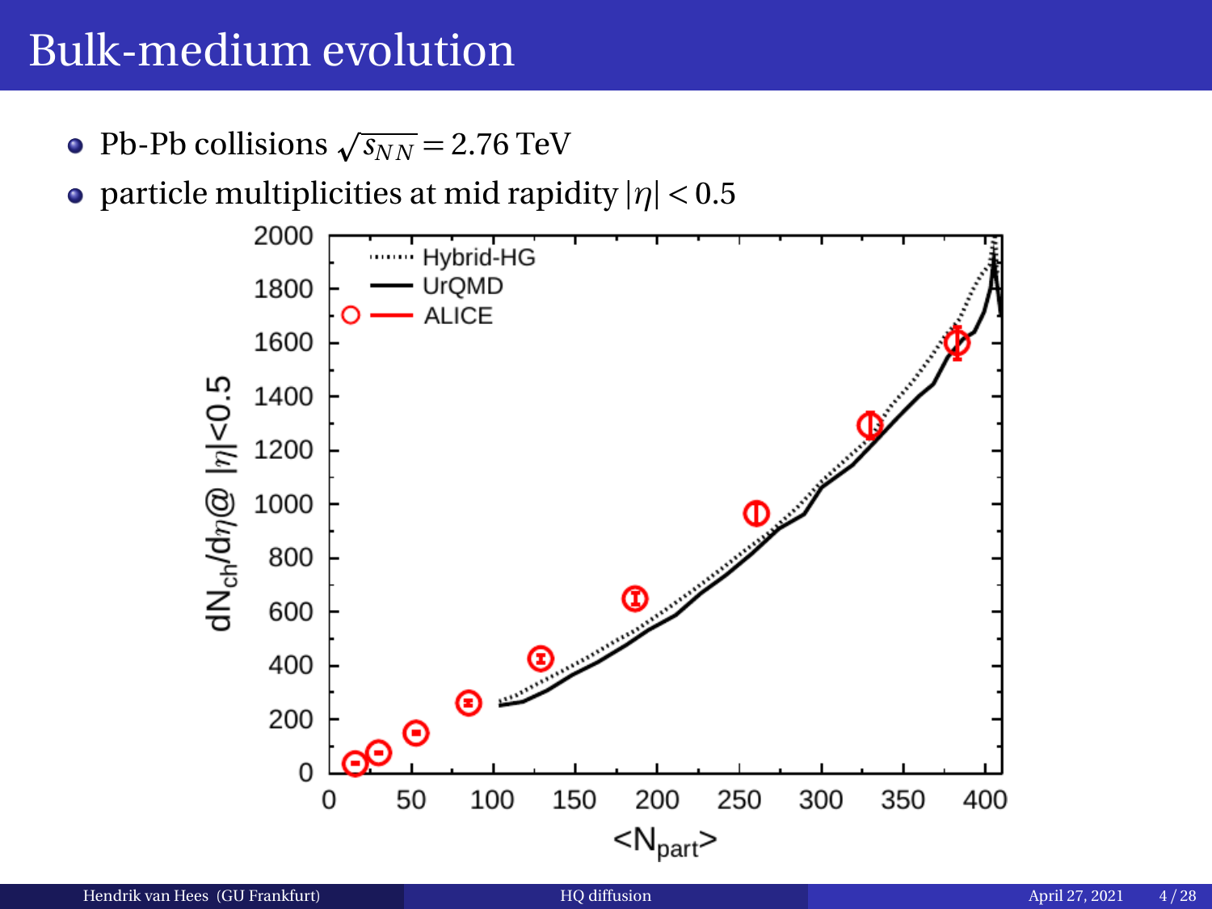# Bulk-medium evolution

- Pb-Pb collisions $\sqrt{s_{NN}} = 2.76$ TeV
- particle multiplicities at mid rapidity $|\eta| < 0.5$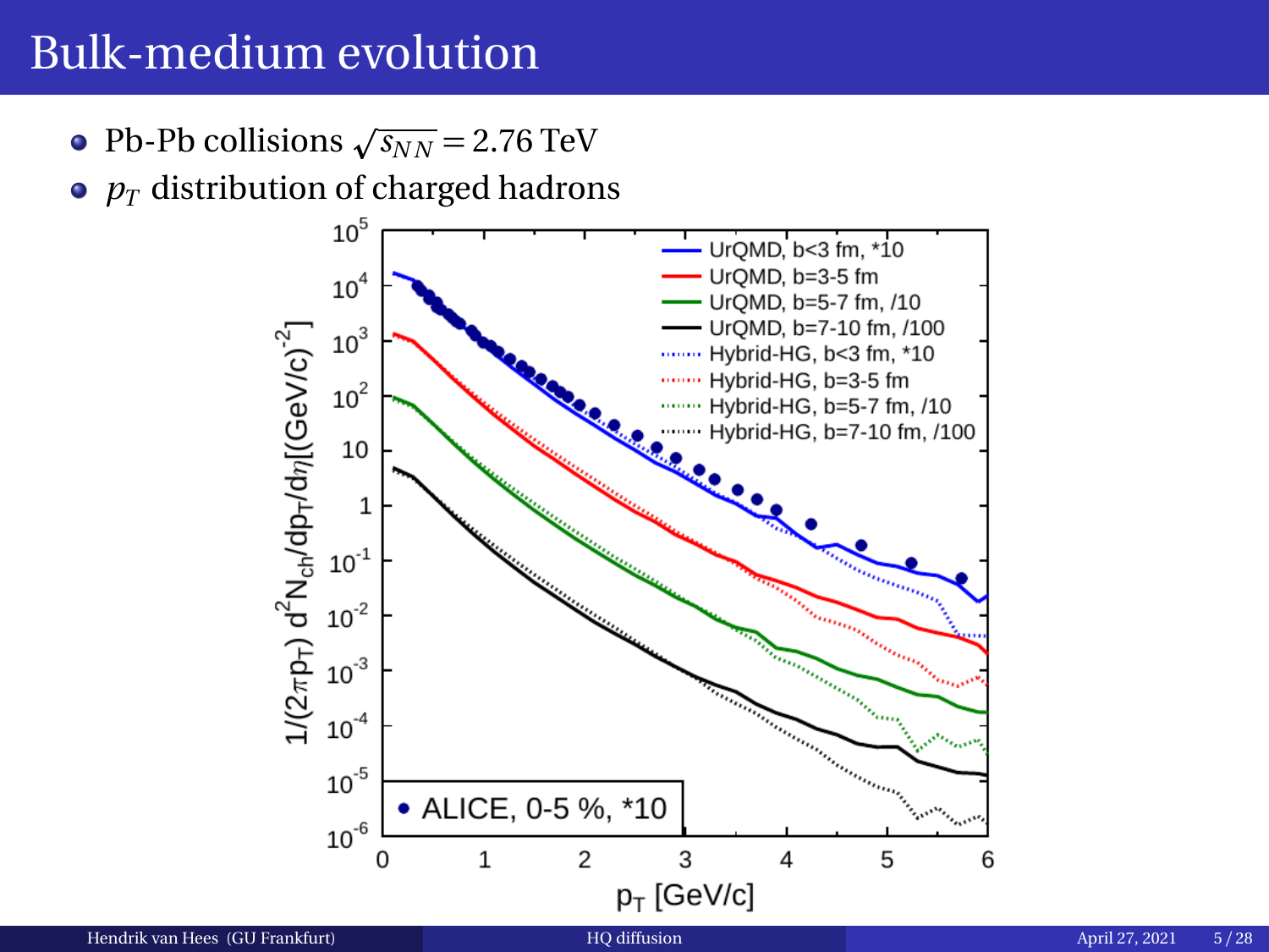# Bulk-medium evolution

- Pb-Pb collisions $\sqrt{s_{NN}} = 2.76$ TeV
- $p_T$ distribution of charged hadrons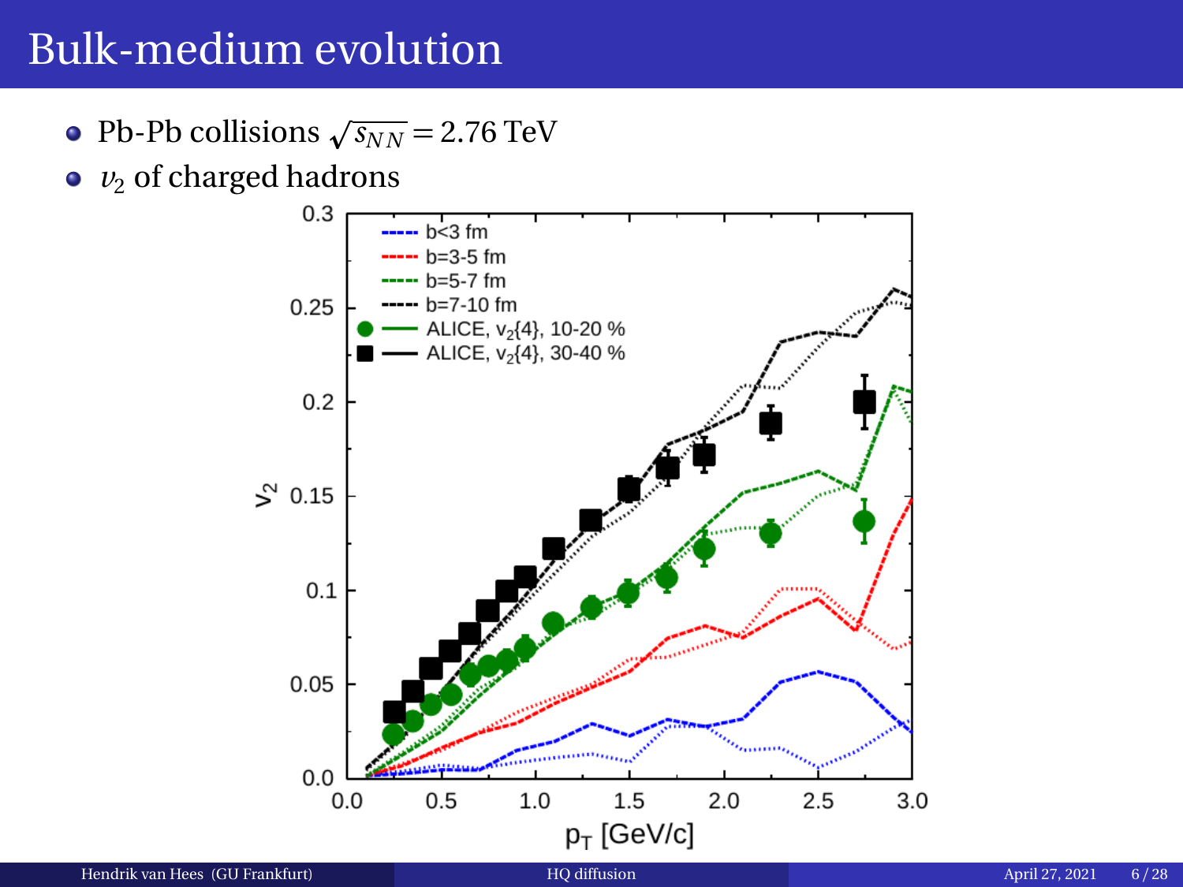# Bulk-medium evolution

- Pb-Pb collisions $\sqrt{s_{NN}} = 2.76$ TeV
- $v_2$ of charged hadrons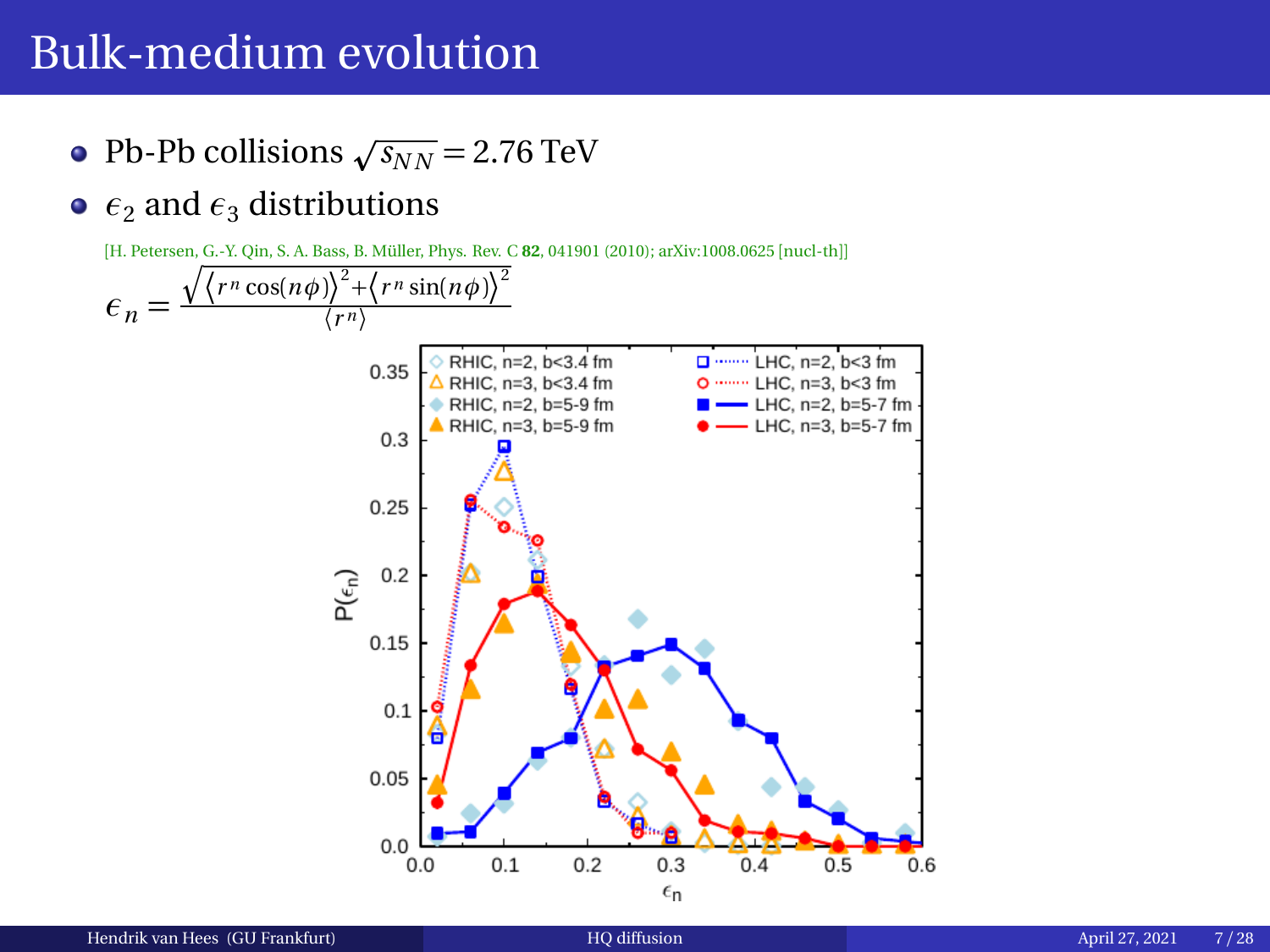# Bulk-medium evolution

- Pb-Pb collisions $\sqrt{s_{NN}} = 2.76$ TeV
- $\epsilon_2$ and $\epsilon_3$ distributions

[H. Petersen, G.-Y. Qin, S. A. Bass, B. Müller, Phys. Rev. C **82**, 041901 (2010); arXiv:1008.0625 [nucl-th]]

$$\epsilon_n = \frac{\sqrt{\left\langle r^n \cos(n\phi)\right\rangle^2 + \left\langle r^n \sin(n\phi)\right\rangle^2}}{\langle r^n \rangle}$$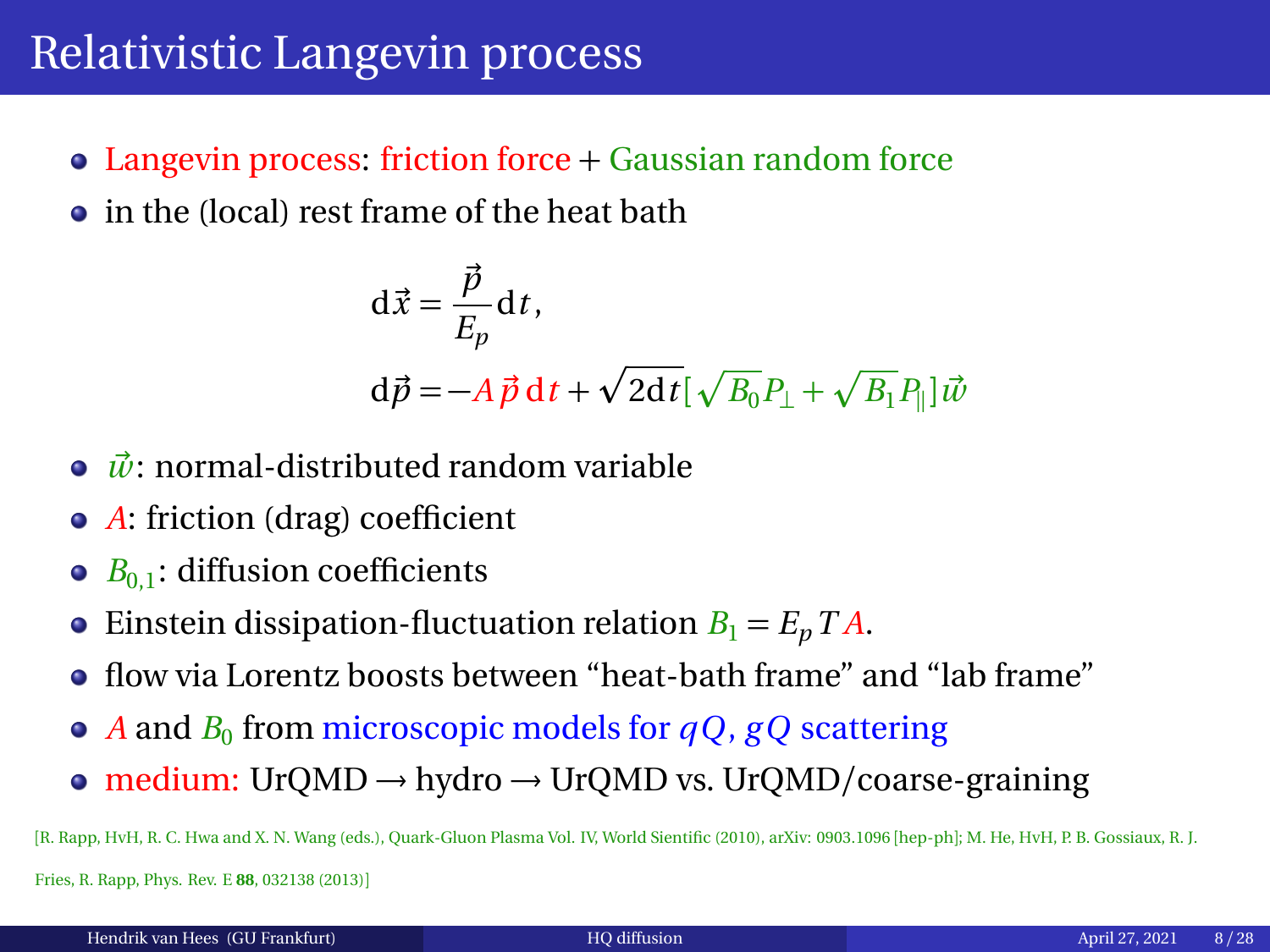# Relativistic Langevin process

- Langevin process: friction force + Gaussian random force
- in the (local) rest frame of the heat bath

$$\mathrm{d}\vec{x} = \frac{\vec{p}}{E_p}\mathrm{d}t,$$

$$\mathrm{d}\vec{p} = -A\,\vec{p}\,\mathrm{d}t + \sqrt{2\mathrm{d}t}[\sqrt{B_0}P_\perp + \sqrt{B_1}P_\|]\vec{w}$$

- $\vec{w}$: normal-distributed random variable
- $A$: friction (drag) coefficient
- $B_{0,1}$: diffusion coefficients
- Einstein dissipation-fluctuation relation $B_1 = E_p T A$.
- flow via Lorentz boosts between "heat-bath frame" and "lab frame"
- $A$ and $B_0$ from microscopic models for $qQ$, $gQ$ scattering
- medium: UrQMD → hydro → UrQMD vs. UrQMD/coarse-graining

[R. Rapp, HvH, R. C. Hwa and X. N. Wang (eds.), Quark-Gluon Plasma Vol. IV, World Sientific (2010), arXiv: 0903.1096 [hep-ph]; M. He, HvH, P. B. Gossiaux, R. J. Fries, R. Rapp, Phys. Rev. E **88**, 032138 (2013)]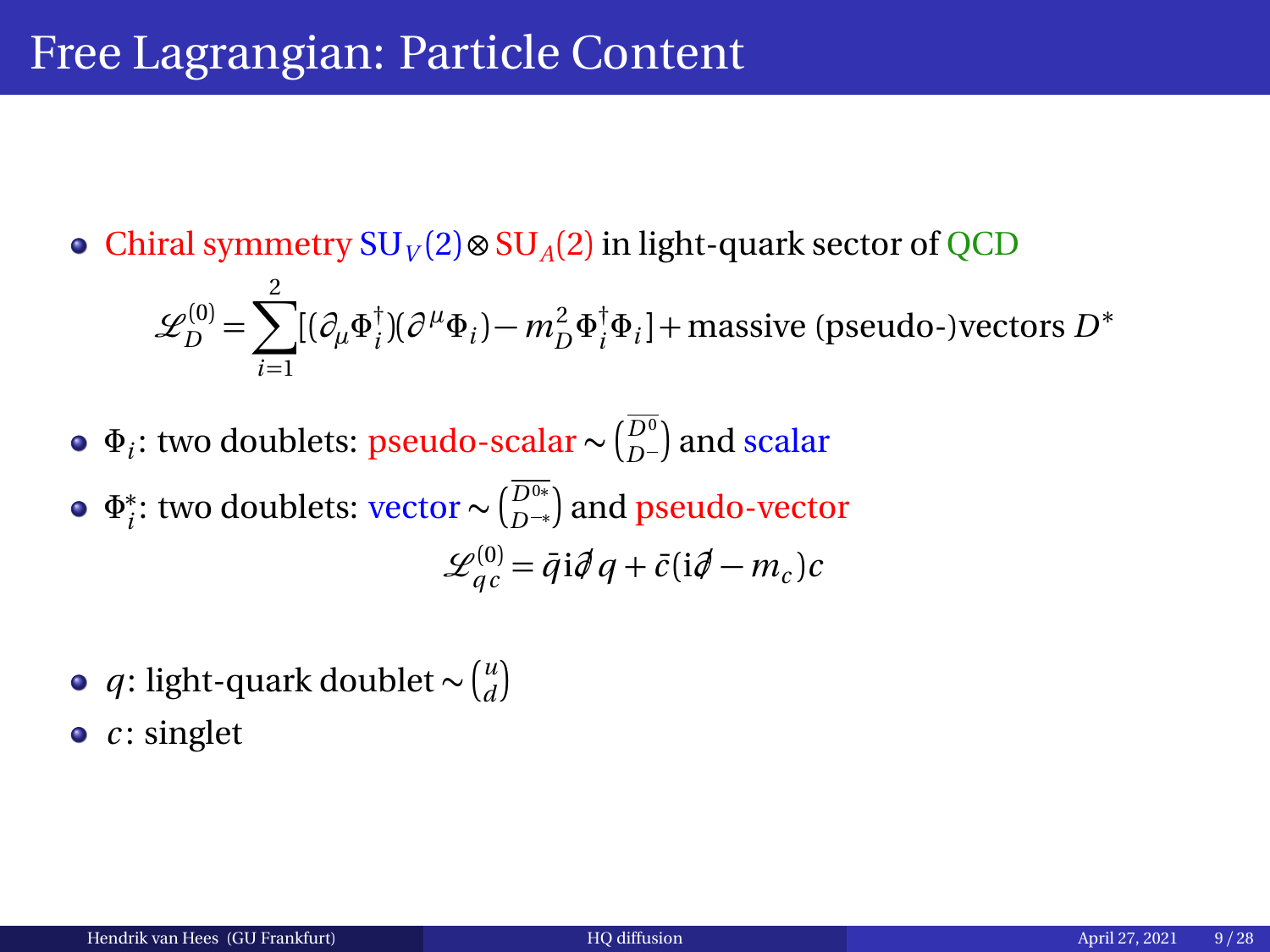# Free Lagrangian: Particle Content

- Chiral symmetry $\mathrm{SU}_V(2) \otimes \mathrm{SU}_A(2)$ in light-quark sector of QCD

$$\mathscr{L}_D^{(0)} = \sum_{i=1}^{2} [(\partial_\mu \Phi_i^\dagger)(\partial^\mu \Phi_i) - m_D^2 \Phi_i^\dagger \Phi_i] + \text{massive (pseudo-)vectors } D^*$$

- $\Phi_i$: two doublets: pseudo-scalar $\sim \binom{\overline{D^0}}{D^-}$ and scalar
- $\Phi_i^*$: two doublets: vector $\sim \binom{\overline{D^{0*}}}{D^{-*}}$ and pseudo-vector

$$\mathscr{L}_{qc}^{(0)} = \bar{q} \mathrm{i} \not{\partial} q + \bar{c}(\mathrm{i}\not{\partial} - m_c) c$$

- $q$: light-quark doublet $\sim \binom{u}{d}$
- $c$: singlet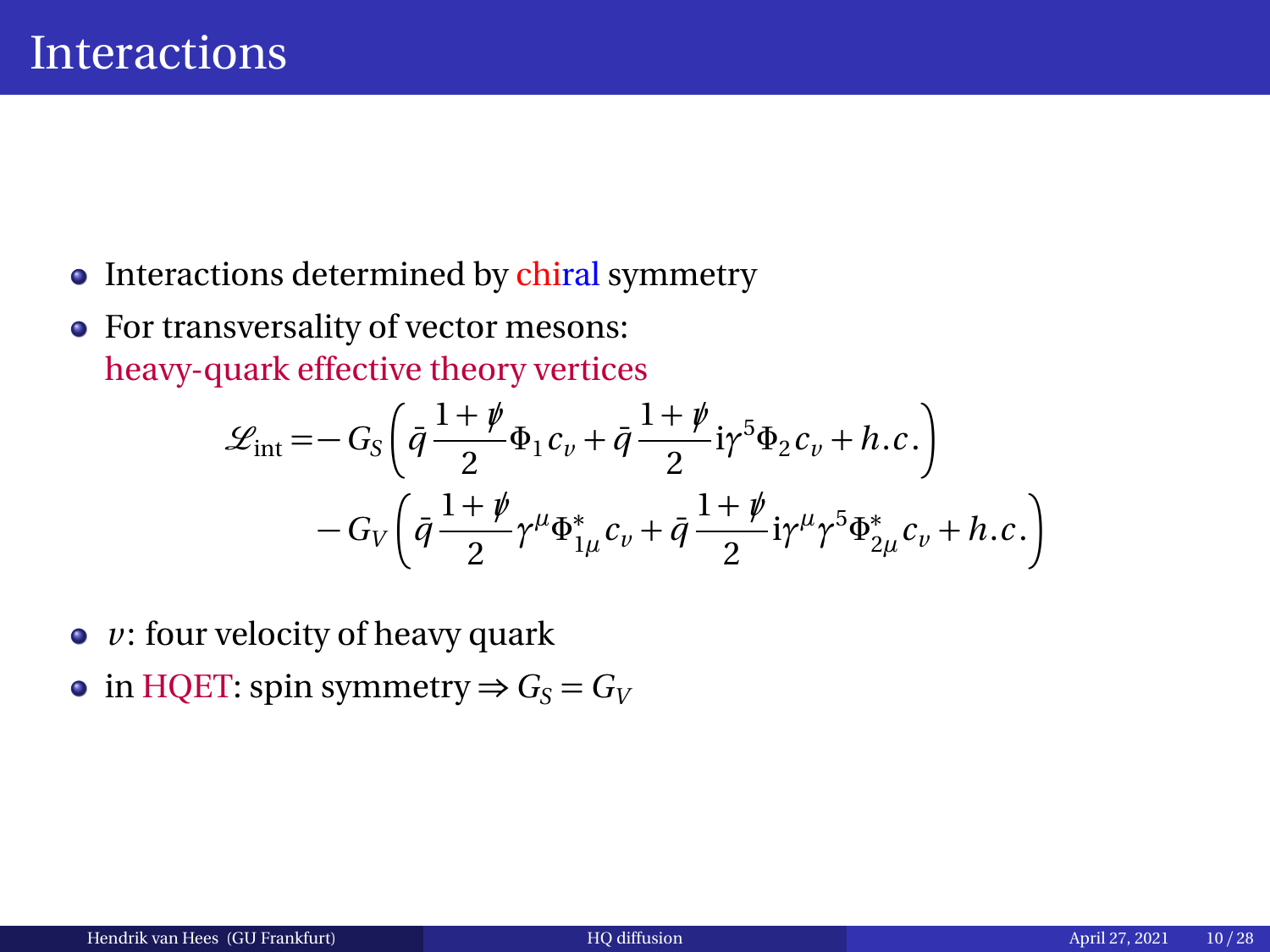# Interactions

- Interactions determined by chiral symmetry
- For transversality of vector mesons: heavy-quark effective theory vertices

$$
\begin{aligned}
\mathscr{L}_{\text{int}} = & - G_S \left( \bar{q} \frac{1+\not{v}}{2} \Phi_1 c_v + \bar{q} \frac{1+\not{v}}{2} \mathrm{i}\gamma^5 \Phi_2 c_v + h.c. \right) \\
& - G_V \left( \bar{q} \frac{1+\not{v}}{2} \gamma^\mu \Phi^*_{1\mu} c_v + \bar{q} \frac{1+\not{v}}{2} \mathrm{i}\gamma^\mu \gamma^5 \Phi^*_{2\mu} c_v + h.c. \right)
\end{aligned}
$$

- $v$: four velocity of heavy quark
- in HQET: spin symmetry $\Rightarrow G_S = G_V$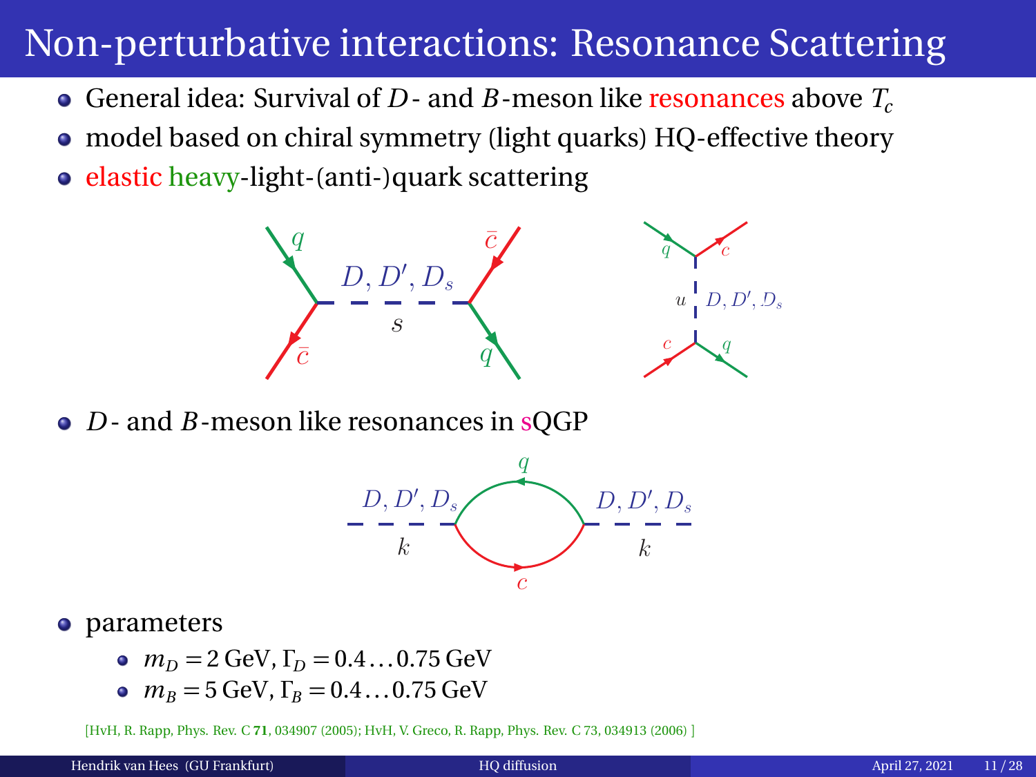# Non-perturbative interactions: Resonance Scattering

- General idea: Survival of $D$- and $B$-meson like resonances above $T_c$
- model based on chiral symmetry (light quarks) HQ-effective theory
- elastic heavy-light-(anti-)quark scattering
- $D$- and $B$-meson like resonances in sQGP
- parameters
  - $m_D = 2\,\text{GeV}$, $\Gamma_D = 0.4 \ldots 0.75\,\text{GeV}$
  - $m_B = 5\,\text{GeV}$, $\Gamma_B = 0.4 \ldots 0.75\,\text{GeV}$

[HvH, R. Rapp, Phys. Rev. C **71**, 034907 (2005); HvH, V. Greco, R. Rapp, Phys. Rev. C 73, 034913 (2006) ]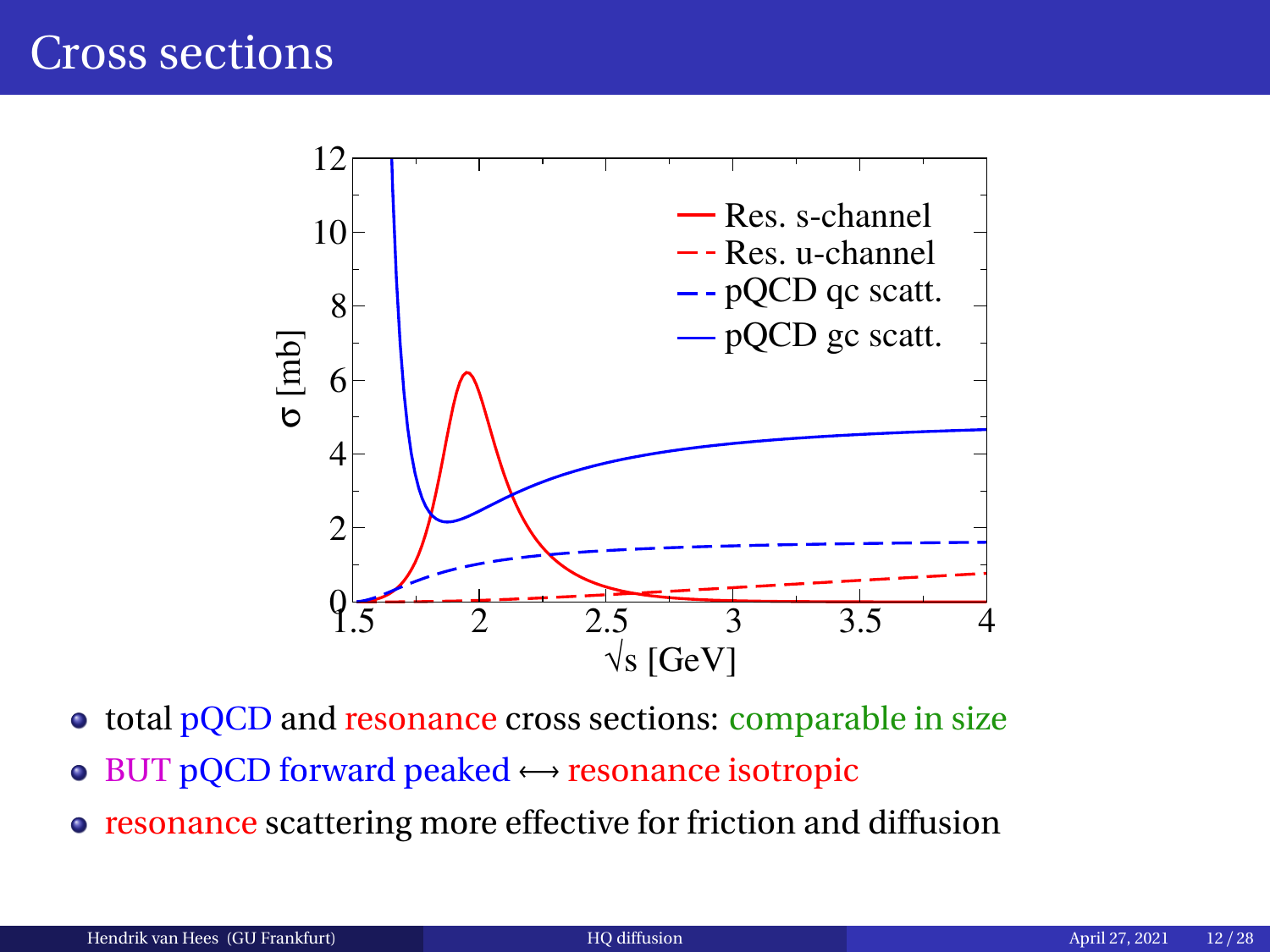# Cross sections

- total pQCD and resonance cross sections: comparable in size
- BUT pQCD forward peaked ⟷ resonance isotropic
- resonance scattering more effective for friction and diffusion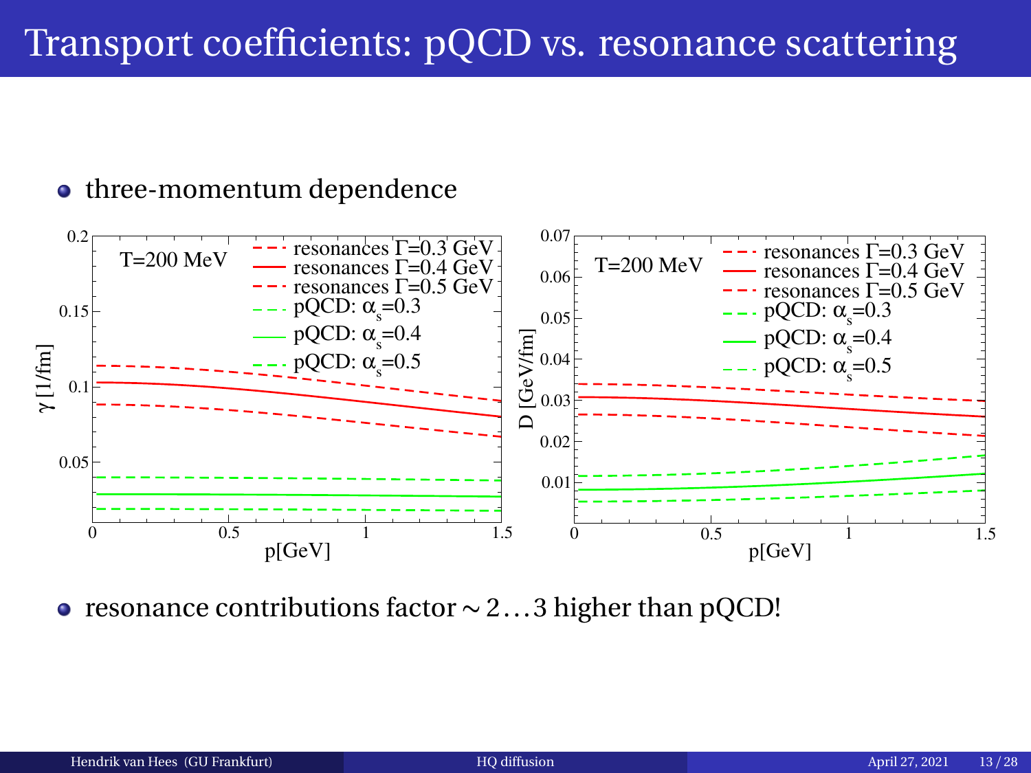# Transport coefficients: pQCD vs. resonance scattering

- three-momentum dependence

- resonance contributions factor $\sim 2 \ldots 3$ higher than pQCD!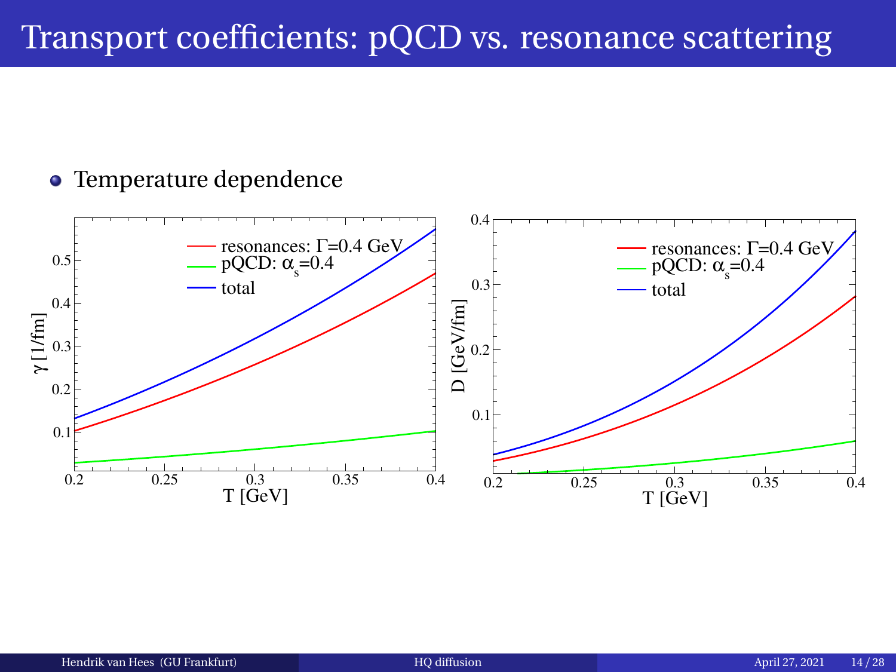# Transport coefficients: pQCD vs. resonance scattering

- Temperature dependence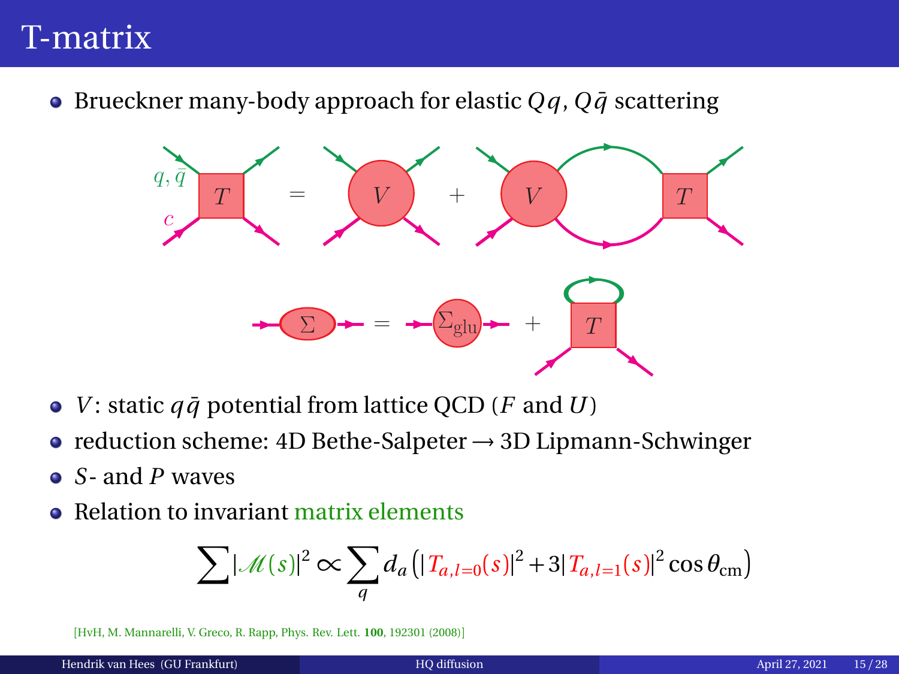# T-matrix

- Brueckner many-body approach for elastic $Qq$, $Q\bar{q}$ scattering

- $V$: static $q\bar{q}$ potential from lattice QCD ($F$ and $U$)
- reduction scheme: 4D Bethe-Salpeter → 3D Lipmann-Schwinger
- $S$- and $P$ waves
- Relation to invariant matrix elements

$$\sum |\mathcal{M}(s)|^2 \propto \sum_q d_a \left( |T_{a,l=0}(s)|^2 + 3|T_{a,l=1}(s)|^2 \cos\theta_{\text{cm}} \right)$$

[HvH, M. Mannarelli, V. Greco, R. Rapp, Phys. Rev. Lett. **100**, 192301 (2008)]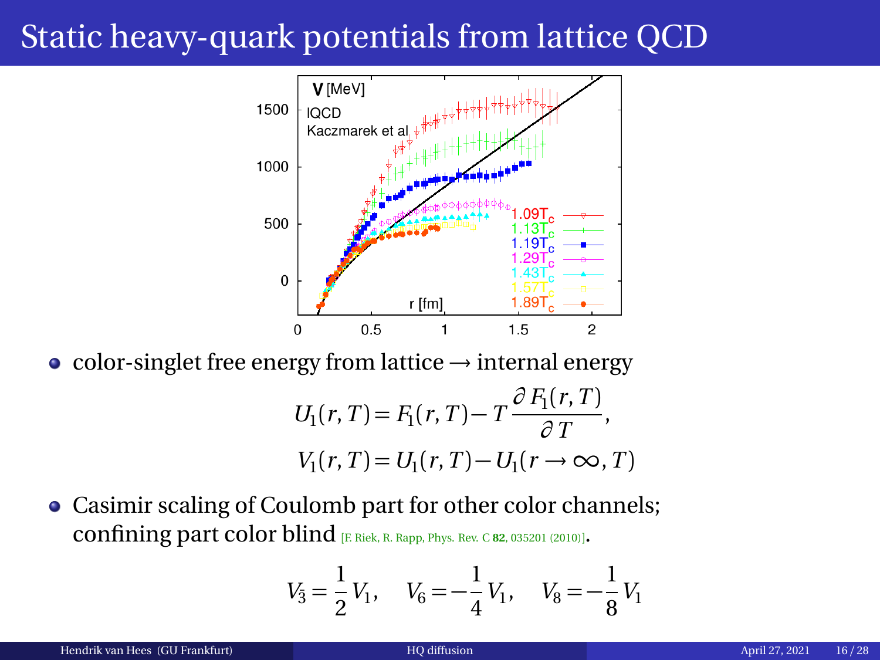# Static heavy-quark potentials from lattice QCD

- color-singlet free energy from lattice → internal energy

$$U_1(r,T) = F_1(r,T) - T\frac{\partial F_1(r,T)}{\partial T},$$
$$V_1(r,T) = U_1(r,T) - U_1(r \rightarrow \infty, T)$$

- Casimir scaling of Coulomb part for other color channels; confining part color blind [F. Riek, R. Rapp, Phys. Rev. C **82**, 035201 (2010)].

$$V_{\bar{3}} = \frac{1}{2}V_1, \quad V_6 = -\frac{1}{4}V_1, \quad V_8 = -\frac{1}{8}V_1$$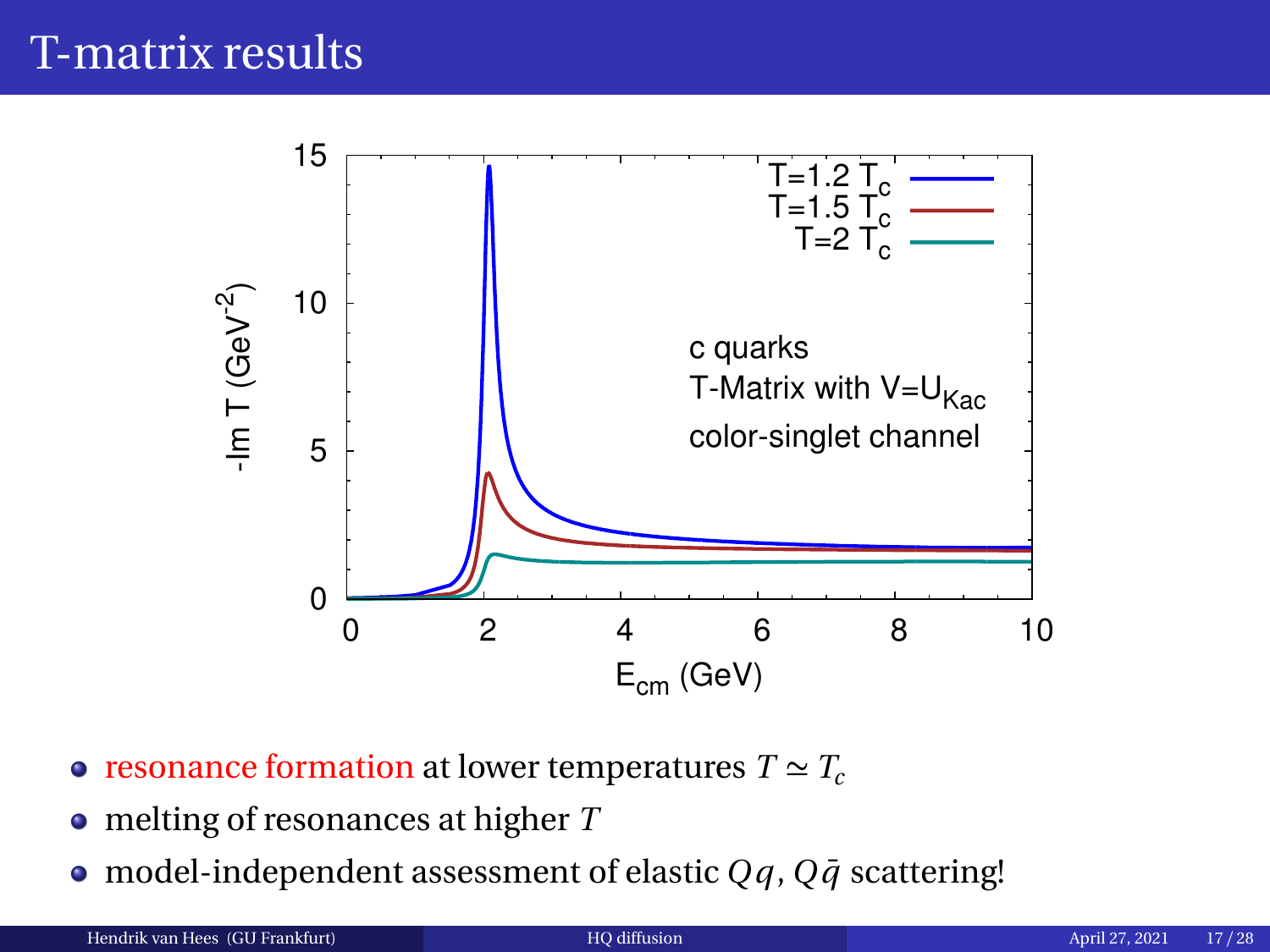# T-matrix results

- resonance formation at lower temperatures $T \simeq T_c$
- melting of resonances at higher $T$
- model-independent assessment of elastic $Qq$, $Q\bar{q}$ scattering!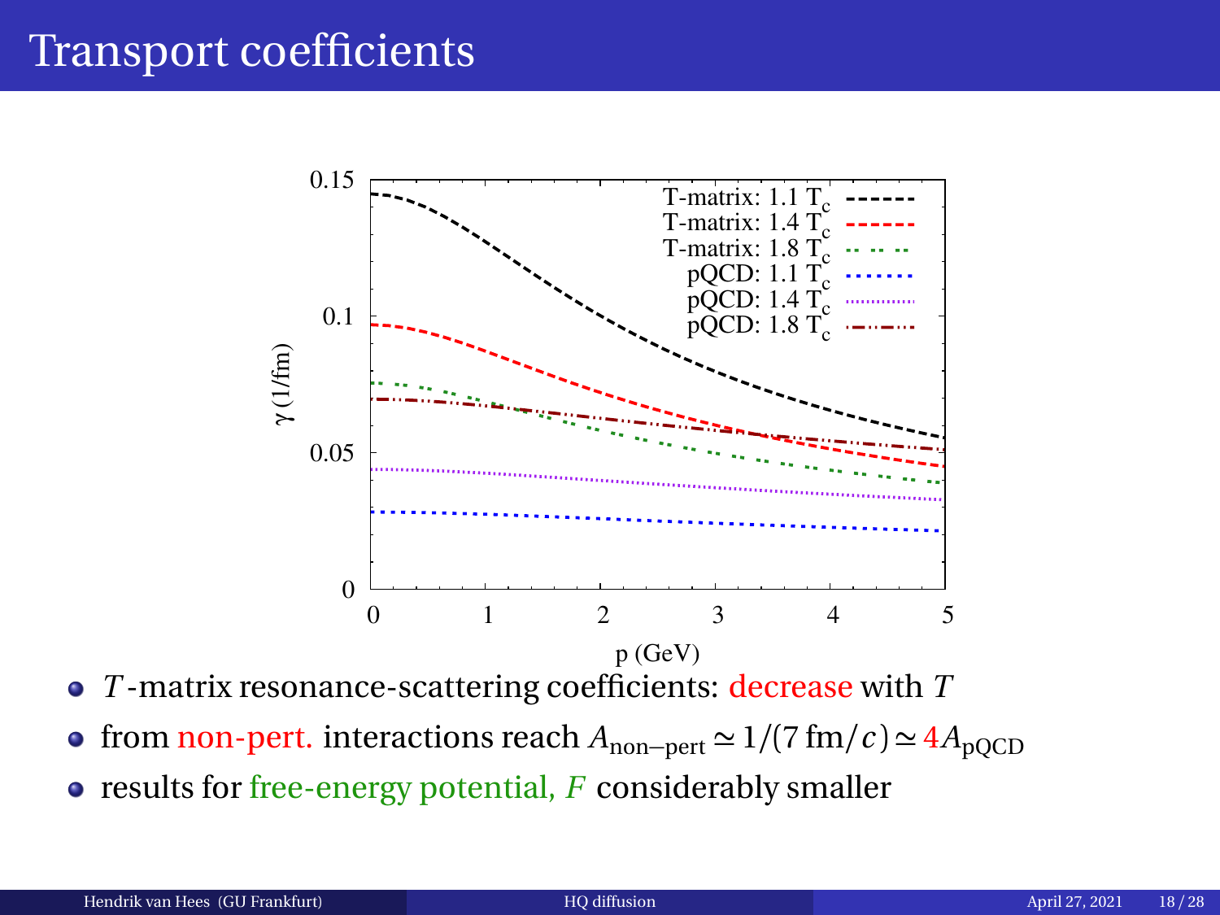# Transport coefficients

- $T$-matrix resonance-scattering coefficients: decrease with $T$
- from non-pert. interactions reach $A_{\text{non-pert}} \simeq 1/(7\,\text{fm}/c) \simeq 4 A_{\text{pQCD}}$
- results for free-energy potential, $F$ considerably smaller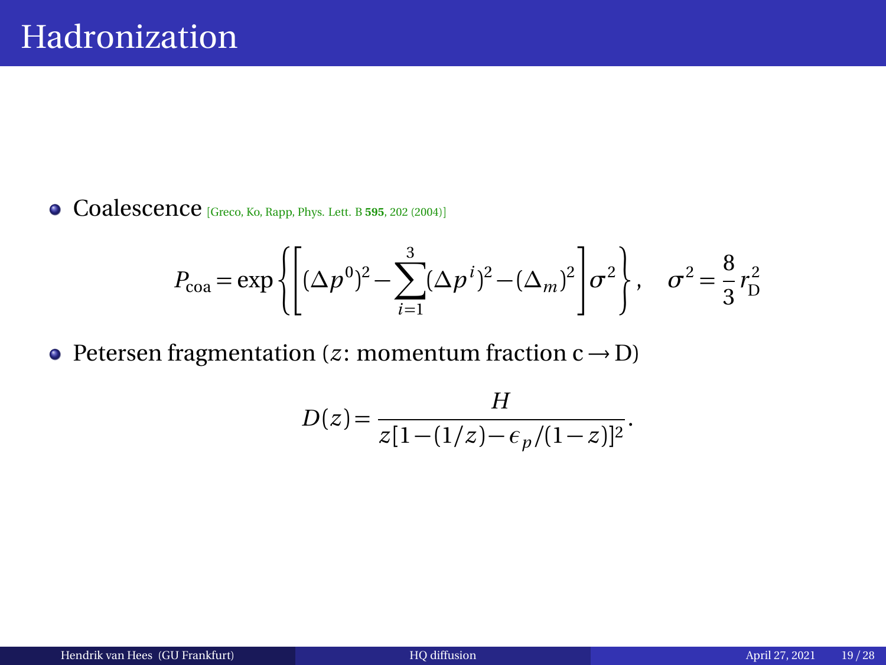# Hadronization

- Coalescence [Greco, Ko, Rapp, Phys. Lett. B **595**, 202 (2004)]

$$P_{\text{coa}} = \exp\left\{\left[(\Delta p^0)^2 - \sum_{i=1}^{3}(\Delta p^i)^2 - (\Delta_m)^2\right]\sigma^2\right\}, \quad \sigma^2 = \frac{8}{3} r_{\text{D}}^2$$

- Petersen fragmentation ($z$: momentum fraction $\text{c} \rightarrow \text{D}$)

$$D(z) = \frac{H}{z[1-(1/z)-\epsilon_p/(1-z)]^2}.$$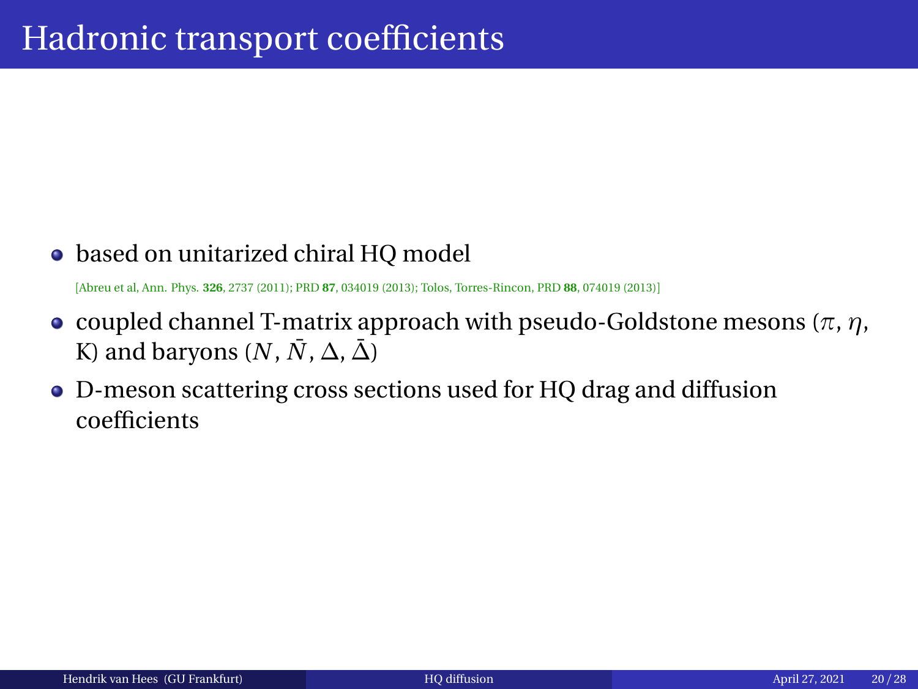# Hadronic transport coefficients

- based on unitarized chiral HQ model

  [Abreu et al, Ann. Phys. **326**, 2737 (2011); PRD **87**, 034019 (2013); Tolos, Torres-Rincon, PRD **88**, 074019 (2013)]

- coupled channel T-matrix approach with pseudo-Goldstone mesons ($\pi$, $\eta$, K) and baryons ($N$, $\bar{N}$, $\Delta$, $\bar{\Delta}$)
- D-meson scattering cross sections used for HQ drag and diffusion coefficients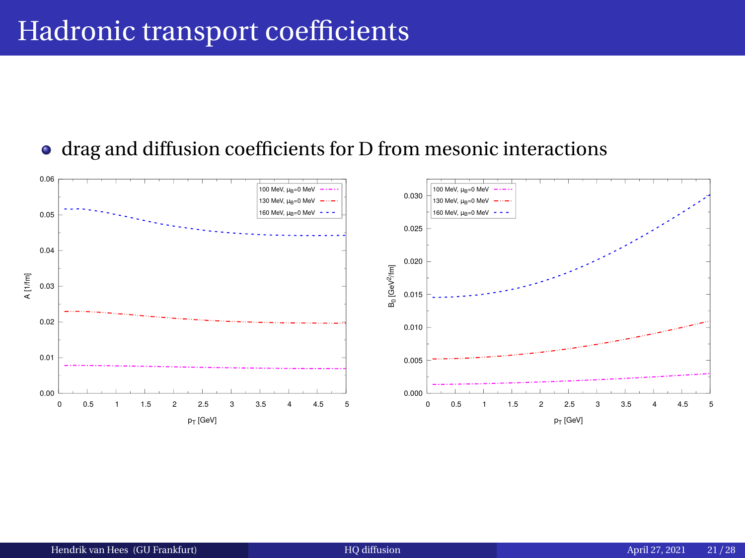# Hadronic transport coefficients

- drag and diffusion coefficients for D from mesonic interactions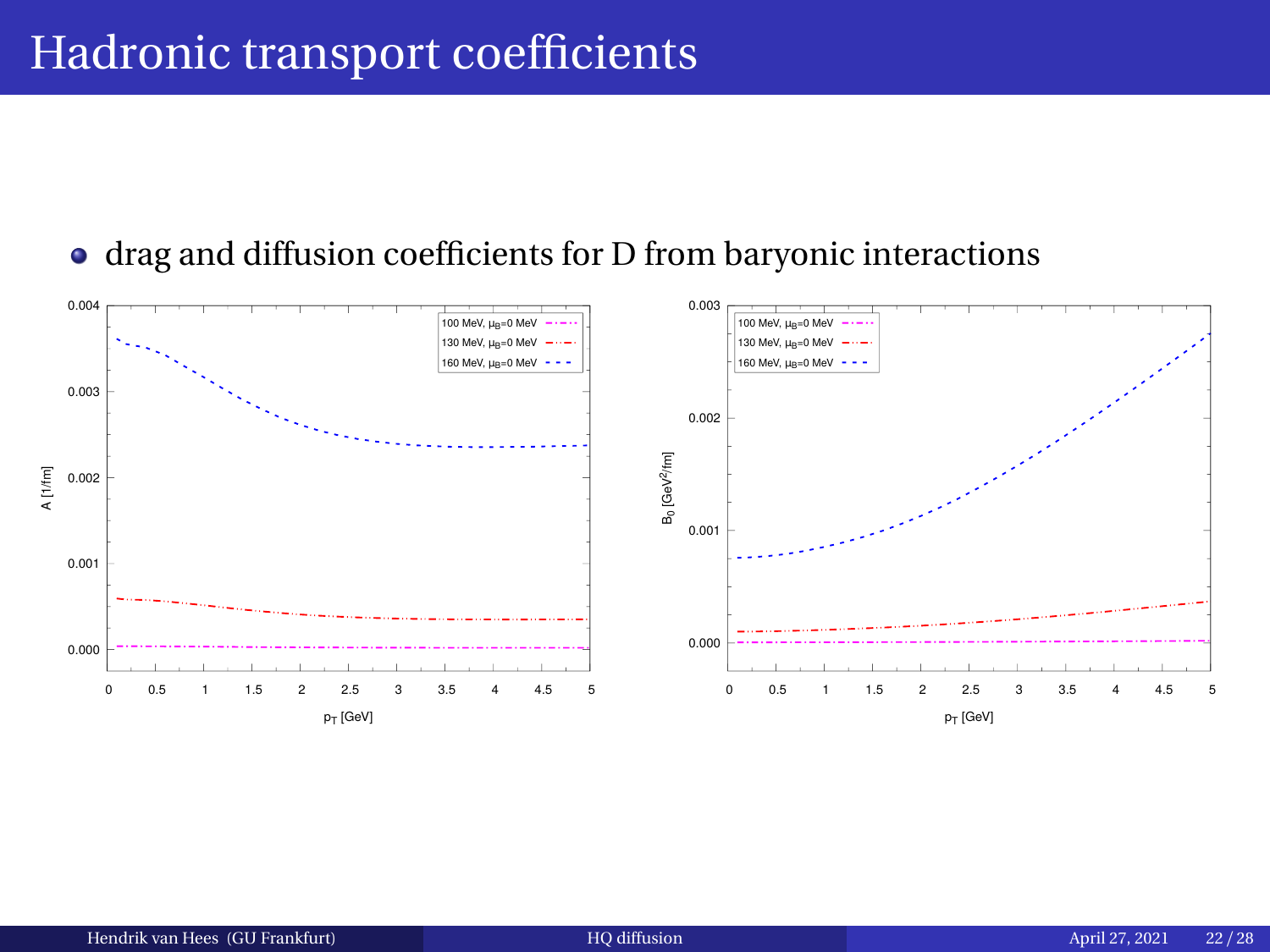# Hadronic transport coefficients

- drag and diffusion coefficients for D from baryonic interactions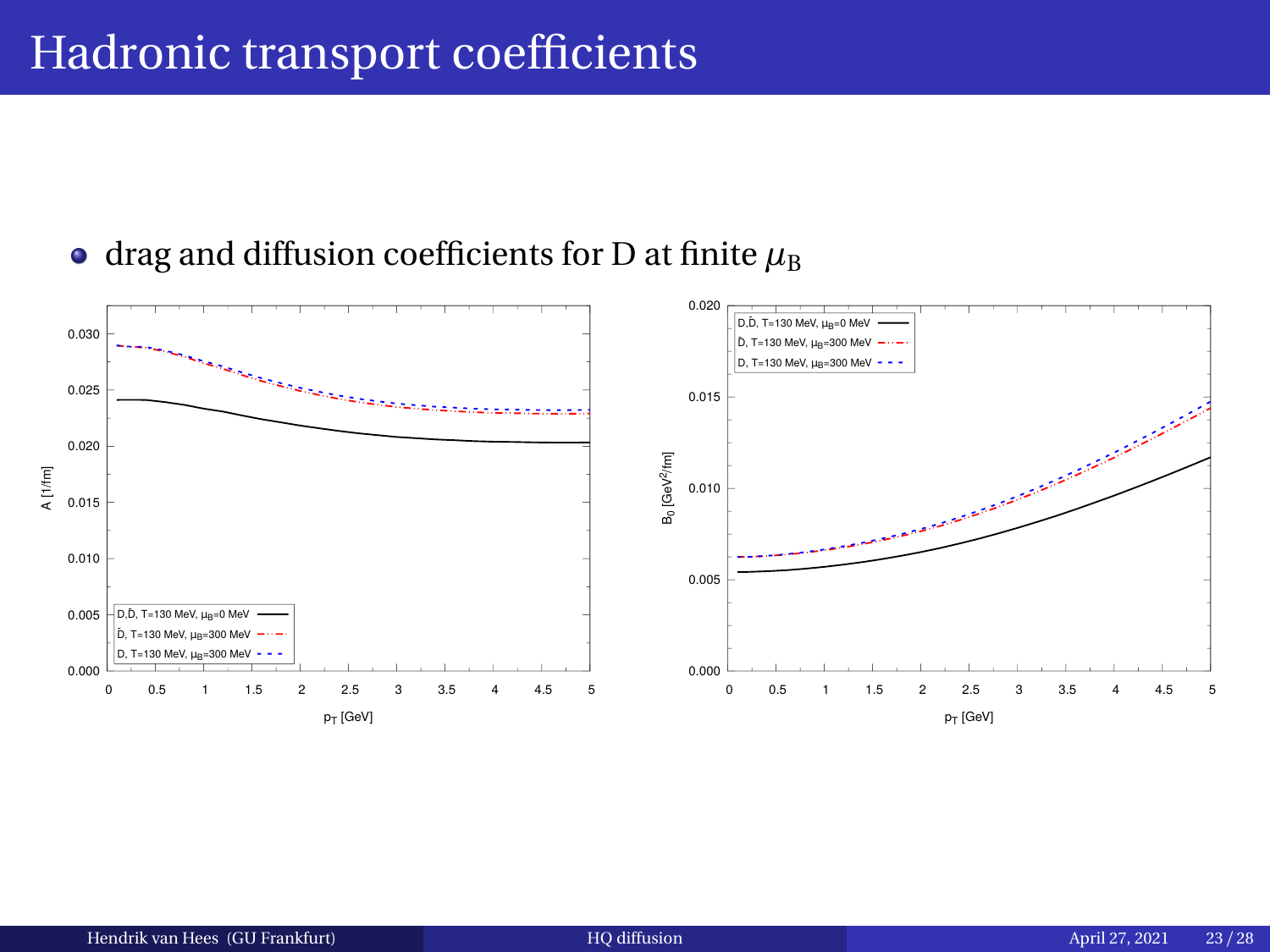# Hadronic transport coefficients

- drag and diffusion coefficients for D at finite $\mu_B$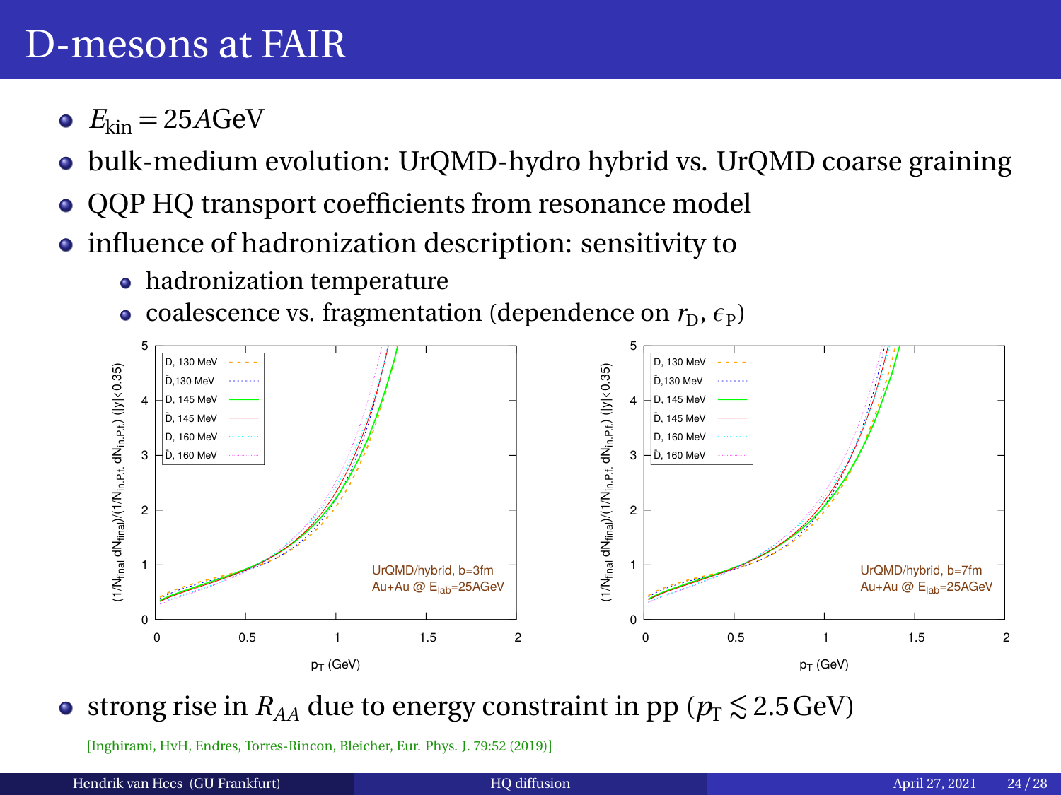# D-mesons at FAIR

- $E_{\text{kin}} = 25A\text{GeV}$
- bulk-medium evolution: UrQMD-hydro hybrid vs. UrQMD coarse graining
- QQP HQ transport coefficients from resonance model
- influence of hadronization description: sensitivity to
  - hadronization temperature
  - coalescence vs. fragmentation (dependence on $r_{\text{D}}$, $\epsilon_{\text{P}}$)

- strong rise in $R_{AA}$ due to energy constraint in pp ($p_T \lesssim 2.5\,\text{GeV}$)

[Inghirami, HvH, Endres, Torres-Rincon, Bleicher, Eur. Phys. J. 79:52 (2019)]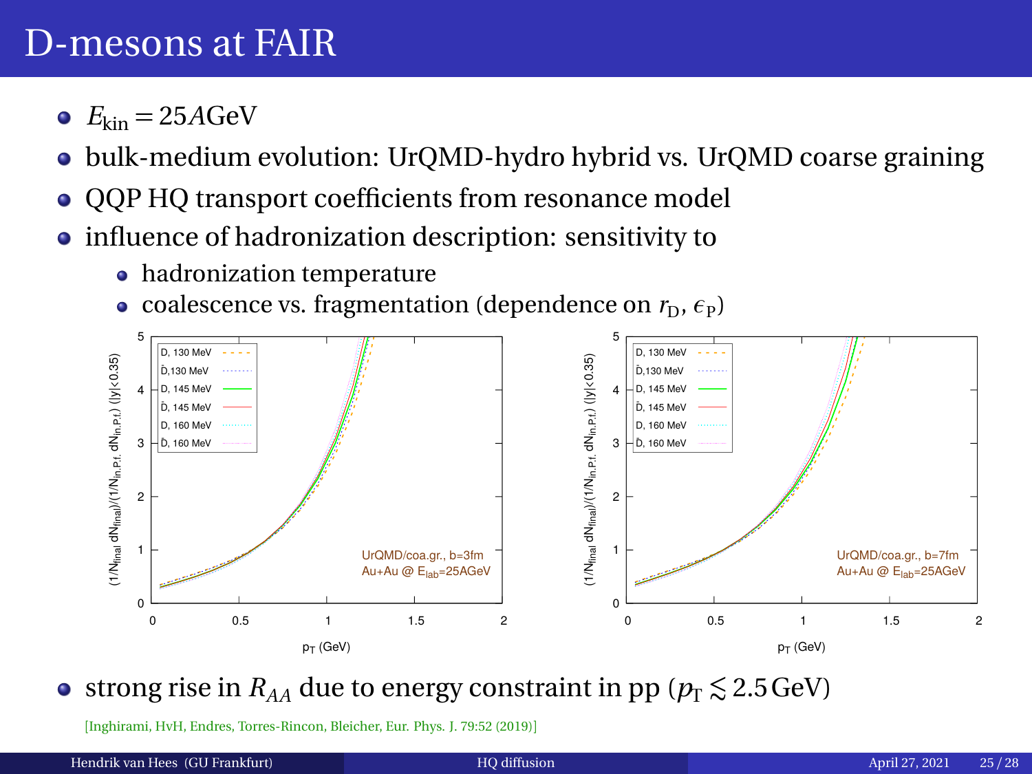# D-mesons at FAIR

- $E_{\text{kin}} = 25A\text{GeV}$
- bulk-medium evolution: UrQMD-hydro hybrid vs. UrQMD coarse graining
- QQP HQ transport coefficients from resonance model
- influence of hadronization description: sensitivity to
  - hadronization temperature
  - coalescence vs. fragmentation (dependence on $r_{\text{D}}$, $\epsilon_{\text{P}}$)

- strong rise in $R_{AA}$ due to energy constraint in pp ($p_T \lesssim 2.5\,\text{GeV}$)

[Inghirami, HvH, Endres, Torres-Rincon, Bleicher, Eur. Phys. J. 79:52 (2019)]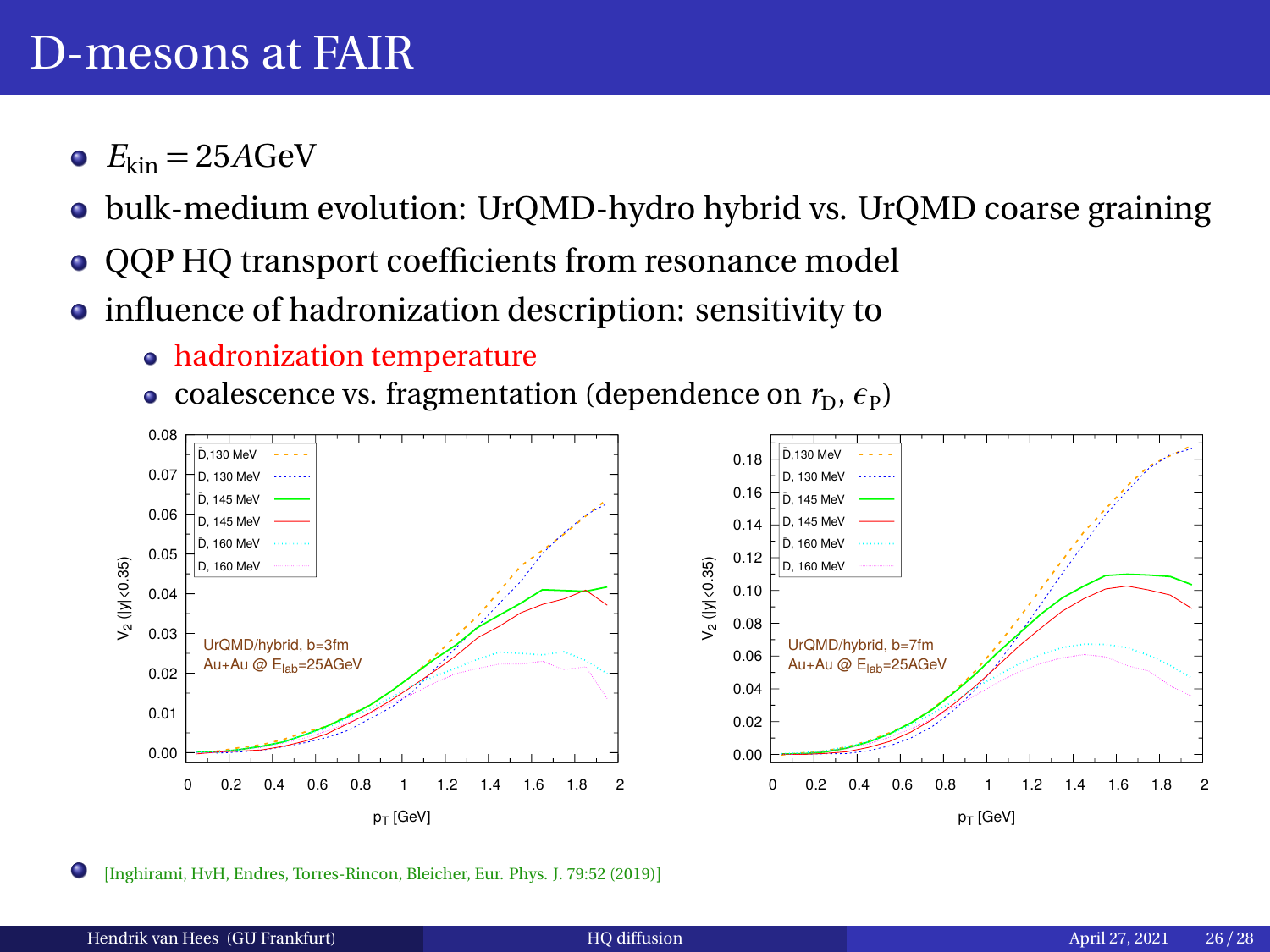# D-mesons at FAIR

- $E_{\text{kin}} = 25A\text{GeV}$
- bulk-medium evolution: UrQMD-hydro hybrid vs. UrQMD coarse graining
- QQP HQ transport coefficients from resonance model
- influence of hadronization description: sensitivity to
  - hadronization temperature
  - coalescence vs. fragmentation (dependence on $r_{\text{D}}$, $\epsilon_{\text{P}}$)

- [Inghirami, HvH, Endres, Torres-Rincon, Bleicher, Eur. Phys. J. 79:52 (2019)]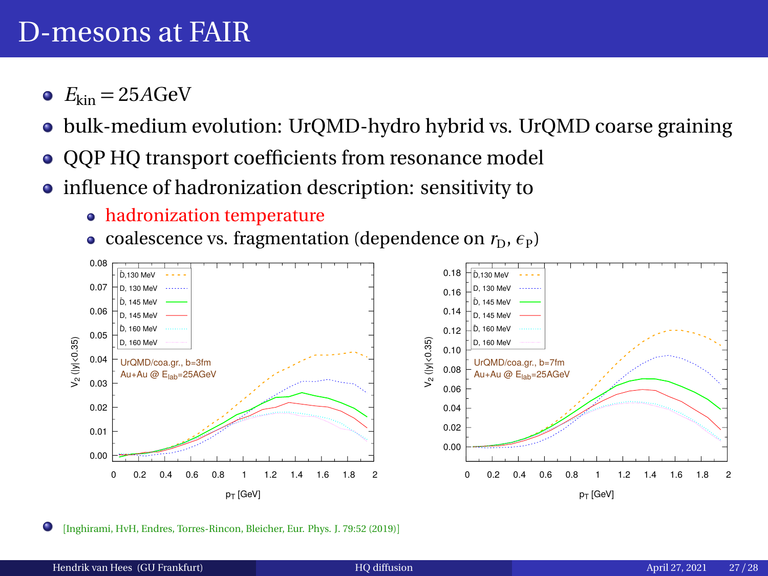# D-mesons at FAIR

- $E_{\text{kin}} = 25A\text{GeV}$
- bulk-medium evolution: UrQMD-hydro hybrid vs. UrQMD coarse graining
- QQP HQ transport coefficients from resonance model
- influence of hadronization description: sensitivity to
  - hadronization temperature
  - coalescence vs. fragmentation (dependence on $r_{\text{D}}$, $\epsilon_{\text{P}}$)

- [Inghirami, HvH, Endres, Torres-Rincon, Bleicher, Eur. Phys. J. 79:52 (2019)]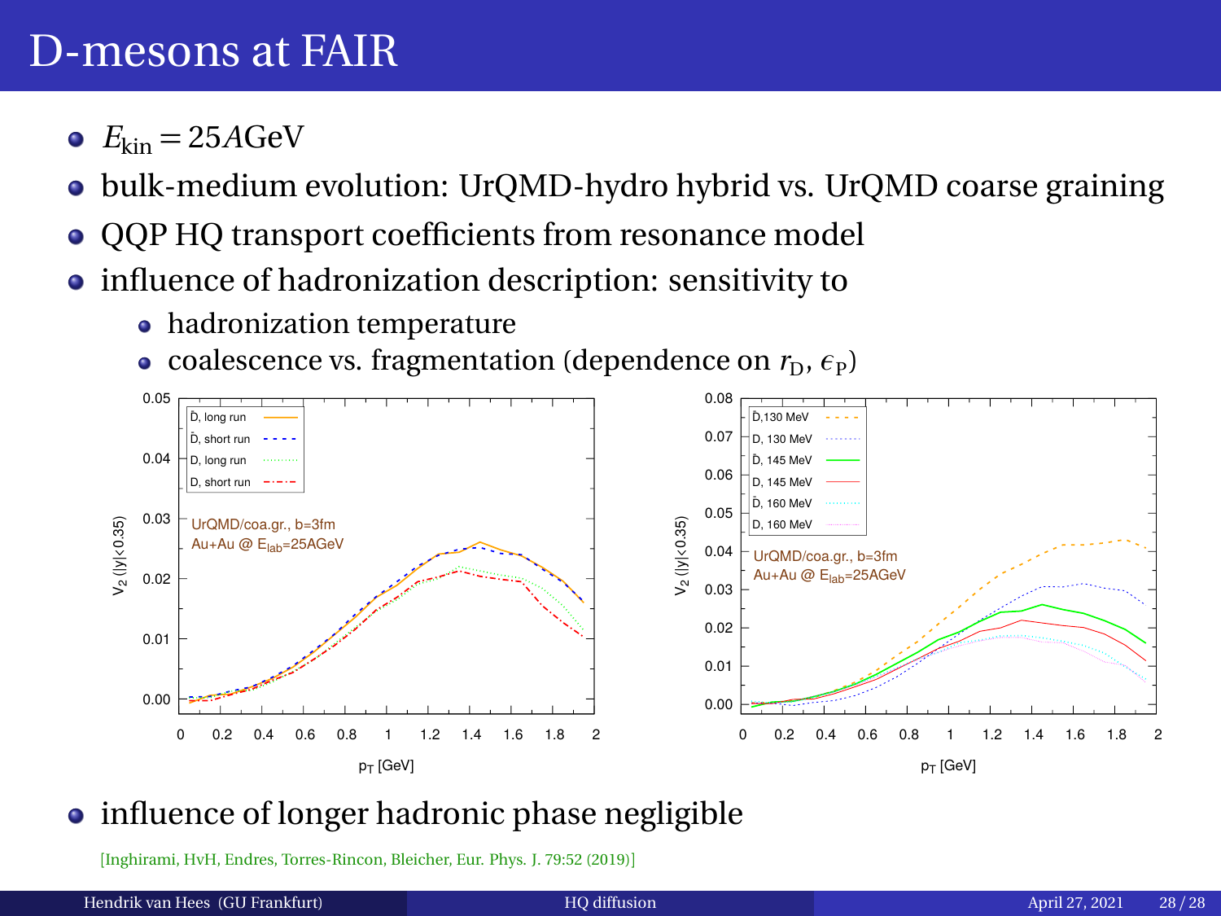# D-mesons at FAIR

- $E_{\text{kin}} = 25A\text{GeV}$
- bulk-medium evolution: UrQMD-hydro hybrid vs. UrQMD coarse graining
- QQP HQ transport coefficients from resonance model
- influence of hadronization description: sensitivity to
  - hadronization temperature
  - coalescence vs. fragmentation (dependence on $r_D$, $\epsilon_P$)

- influence of longer hadronic phase negligible

[Inghirami, HvH, Endres, Torres-Rincon, Bleicher, Eur. Phys. J. 79:52 (2019)]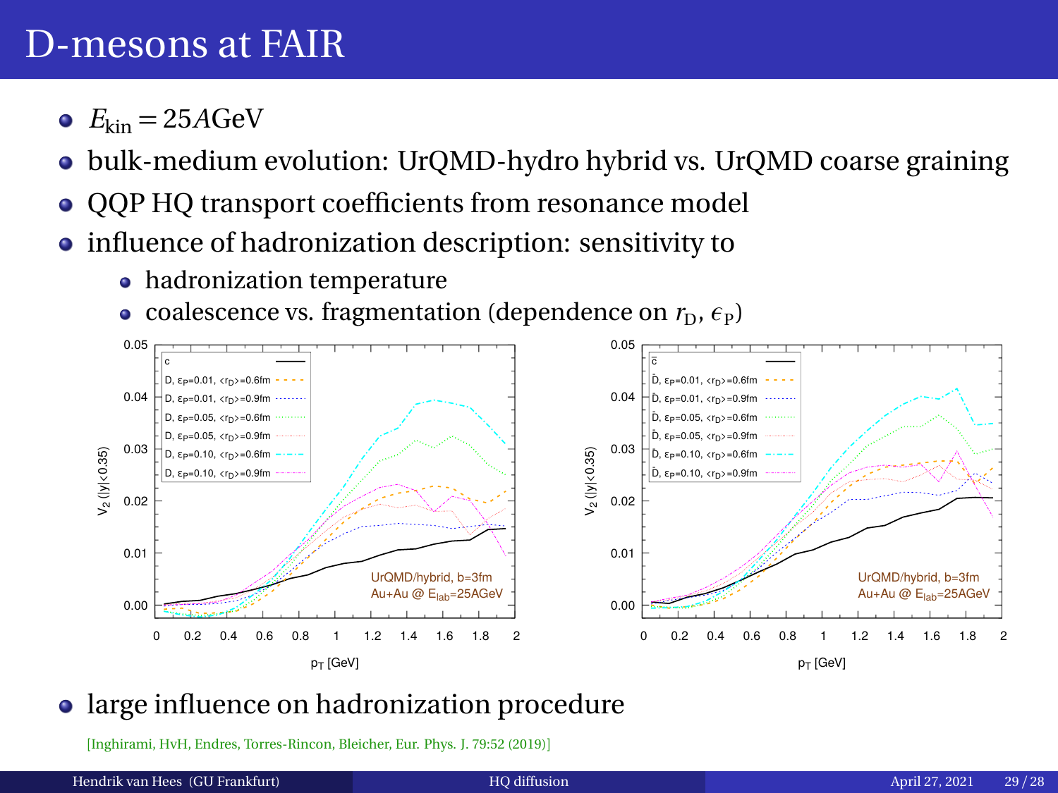# D-mesons at FAIR

- $E_{\text{kin}} = 25A\text{GeV}$
- bulk-medium evolution: UrQMD-hydro hybrid vs. UrQMD coarse graining
- QQP HQ transport coefficients from resonance model
- influence of hadronization description: sensitivity to
  - hadronization temperature
  - coalescence vs. fragmentation (dependence on $r_{\text{D}}$, $\epsilon_{\text{P}}$)

c
D, $\epsilon_P$=0.01, $\langle r_D \rangle$=0.6fm
D, $\epsilon_P$=0.01, $\langle r_D \rangle$=0.9fm
D, $\epsilon_P$=0.05, $\langle r_D \rangle$=0.6fm
D, $\epsilon_P$=0.05, $\langle r_D \rangle$=0.9fm
D, $\epsilon_P$=0.10, $\langle r_D \rangle$=0.6fm
D, $\epsilon_P$=0.10, $\langle r_D \rangle$=0.9fm
UrQMD/hybrid, b=3fm
Au+Au @ $E_{lab}$=25AGeV
$v_2$ (|y|<0.35)
$p_T$ [GeV]

$\bar{c}$
$\bar{D}$, $\epsilon_P$=0.01, $\langle r_D \rangle$=0.6fm
$\bar{D}$, $\epsilon_P$=0.01, $\langle r_D \rangle$=0.9fm
$\bar{D}$, $\epsilon_P$=0.05, $\langle r_D \rangle$=0.6fm
$\bar{D}$, $\epsilon_P$=0.05, $\langle r_D \rangle$=0.9fm
$\bar{D}$, $\epsilon_P$=0.10, $\langle r_D \rangle$=0.6fm
$\bar{D}$, $\epsilon_P$=0.10, $\langle r_D \rangle$=0.9fm
UrQMD/hybrid, b=3fm
Au+Au @ $E_{lab}$=25AGeV
$v_2$ (|y|<0.35)
$p_T$ [GeV]

- large influence on hadronization procedure

[Inghirami, HvH, Endres, Torres-Rincon, Bleicher, Eur. Phys. J. 79:52 (2019)]